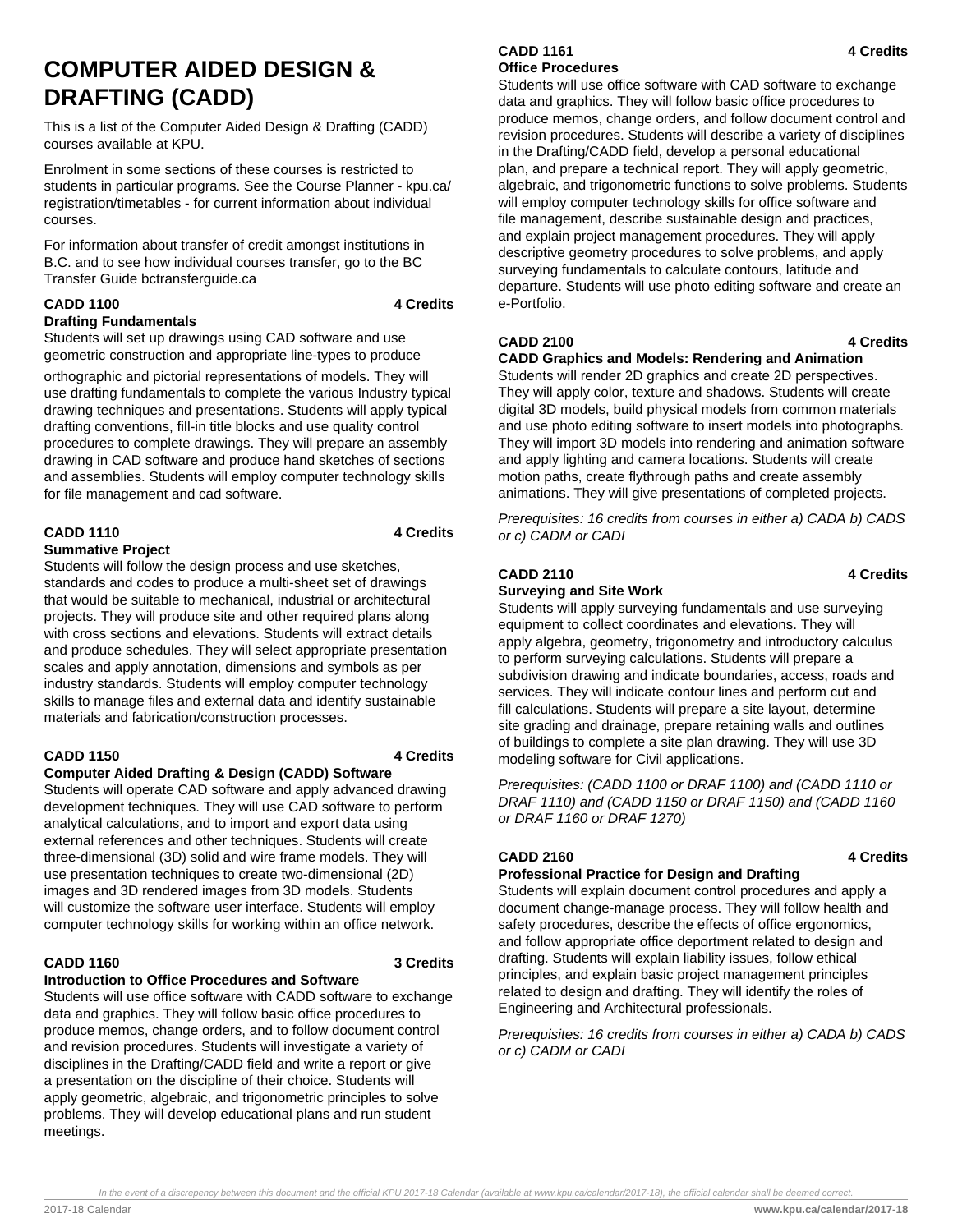# COMPUTER AIDED DESIGN & DRAFTING (CADD)

This is a list of the Computer Aided Design & Drafting (CADD) courses available at KPU.

Enrolment in some sections of these courses is restricted to students in particular programs. See the Course Planner - kpu.ca/registration/timetables - for current information about individual courses.

For information about transfer of credit amongst institutions in B.C. and to see how individual courses transfer, go to the BC Transfer Guide bctransferguide.ca

### CADD 1100 — 4 Credits

**Drafting Fundamentals**

Students will set up drawings using CAD software and use geometric construction and appropriate line-types to produce orthographic and pictorial representations of models. They will use drafting fundamentals to complete the various Industry typical drawing techniques and presentations. Students will apply typical drafting conventions, fill-in title blocks and use quality control procedures to complete drawings. They will prepare an assembly drawing in CAD software and produce hand sketches of sections and assemblies. Students will employ computer technology skills for file management and cad software.

### CADD 1110 — 4 Credits

**Summative Project**

Students will follow the design process and use sketches, standards and codes to produce a multi-sheet set of drawings that would be suitable to mechanical, industrial or architectural projects. They will produce site and other required plans along with cross sections and elevations. Students will extract details and produce schedules. They will select appropriate presentation scales and apply annotation, dimensions and symbols as per industry standards. Students will employ computer technology skills to manage files and external data and identify sustainable materials and fabrication/construction processes.

### CADD 1150 — 4 Credits

**Computer Aided Drafting & Design (CADD) Software**

Students will operate CAD software and apply advanced drawing development techniques. They will use CAD software to perform analytical calculations, and to import and export data using external references and other techniques. Students will create three-dimensional (3D) solid and wire frame models. They will use presentation techniques to create two-dimensional (2D) images and 3D rendered images from 3D models. Students will customize the software user interface. Students will employ computer technology skills for working within an office network.

### CADD 1160 — 3 Credits

**Introduction to Office Procedures and Software**

Students will use office software with CADD software to exchange data and graphics. They will follow basic office procedures to produce memos, change orders, and to follow document control and revision procedures. Students will investigate a variety of disciplines in the Drafting/CADD field and write a report or give a presentation on the discipline of their choice. Students will apply geometric, algebraic, and trigonometric principles to solve problems. They will develop educational plans and run student meetings.

### CADD 1161 — 4 Credits

**Office Procedures**

Students will use office software with CAD software to exchange data and graphics. They will follow basic office procedures to produce memos, change orders, and follow document control and revision procedures. Students will describe a variety of disciplines in the Drafting/CADD field, develop a personal educational plan, and prepare a technical report. They will apply geometric, algebraic, and trigonometric functions to solve problems. Students will employ computer technology skills for office software and file management, describe sustainable design and practices, and explain project management procedures. They will apply descriptive geometry procedures to solve problems, and apply surveying fundamentals to calculate contours, latitude and departure. Students will use photo editing software and create an e-Portfolio.

### CADD 2100 — 4 Credits

**CADD Graphics and Models: Rendering and Animation**

Students will render 2D graphics and create 2D perspectives. They will apply color, texture and shadows. Students will create digital 3D models, build physical models from common materials and use photo editing software to insert models into photographs. They will import 3D models into rendering and animation software and apply lighting and camera locations. Students will create motion paths, create flythrough paths and create assembly animations. They will give presentations of completed projects.

*Prerequisites: 16 credits from courses in either a) CADA b) CADS or c) CADM or CADI*

### CADD 2110 — 4 Credits

**Surveying and Site Work**

Students will apply surveying fundamentals and use surveying equipment to collect coordinates and elevations. They will apply algebra, geometry, trigonometry and introductory calculus to perform surveying calculations. Students will prepare a subdivision drawing and indicate boundaries, access, roads and services. They will indicate contour lines and perform cut and fill calculations. Students will prepare a site layout, determine site grading and drainage, prepare retaining walls and outlines of buildings to complete a site plan drawing. They will use 3D modeling software for Civil applications.

*Prerequisites: (CADD 1100 or DRAF 1100) and (CADD 1110 or DRAF 1110) and (CADD 1150 or DRAF 1150) and (CADD 1160 or DRAF 1160 or DRAF 1270)*

### CADD 2160 — 4 Credits

**Professional Practice for Design and Drafting**

Students will explain document control procedures and apply a document change-manage process. They will follow health and safety procedures, describe the effects of office ergonomics, and follow appropriate office deportment related to design and drafting. Students will explain liability issues, follow ethical principles, and explain basic project management principles related to design and drafting. They will identify the roles of Engineering and Architectural professionals.

*Prerequisites: 16 credits from courses in either a) CADA b) CADS or c) CADM or CADI*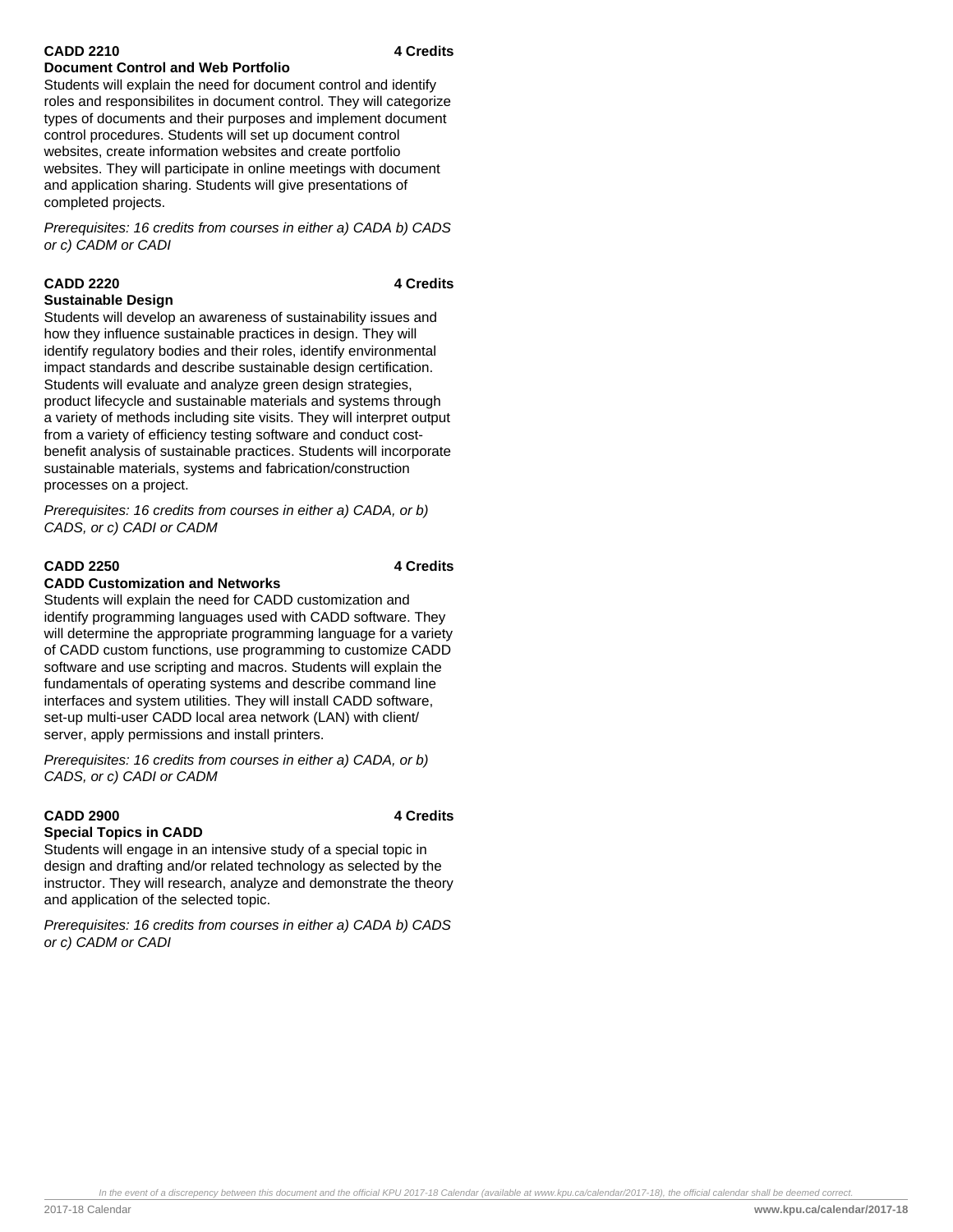### CADD 2210 — 4 Credits

**Document Control and Web Portfolio**

Students will explain the need for document control and identify roles and responsibilites in document control. They will categorize types of documents and their purposes and implement document control procedures. Students will set up document control websites, create information websites and create portfolio websites. They will participate in online meetings with document and application sharing. Students will give presentations of completed projects.

*Prerequisites: 16 credits from courses in either a) CADA b) CADS or c) CADM or CADI*

### CADD 2220 — 4 Credits

**Sustainable Design**

Students will develop an awareness of sustainability issues and how they influence sustainable practices in design. They will identify regulatory bodies and their roles, identify environmental impact standards and describe sustainable design certification. Students will evaluate and analyze green design strategies, product lifecycle and sustainable materials and systems through a variety of methods including site visits. They will interpret output from a variety of efficiency testing software and conduct cost-benefit analysis of sustainable practices. Students will incorporate sustainable materials, systems and fabrication/construction processes on a project.

*Prerequisites: 16 credits from courses in either a) CADA, or b) CADS, or c) CADI or CADM*

### CADD 2250 — 4 Credits

**CADD Customization and Networks**

Students will explain the need for CADD customization and identify programming languages used with CADD software. They will determine the appropriate programming language for a variety of CADD custom functions, use programming to customize CADD software and use scripting and macros. Students will explain the fundamentals of operating systems and describe command line interfaces and system utilities. They will install CADD software, set-up multi-user CADD local area network (LAN) with client/server, apply permissions and install printers.

*Prerequisites: 16 credits from courses in either a) CADA, or b) CADS, or c) CADI or CADM*

### CADD 2900 — 4 Credits

**Special Topics in CADD**

Students will engage in an intensive study of a special topic in design and drafting and/or related technology as selected by the instructor. They will research, analyze and demonstrate the theory and application of the selected topic.

*Prerequisites: 16 credits from courses in either a) CADA b) CADS or c) CADM or CADI*